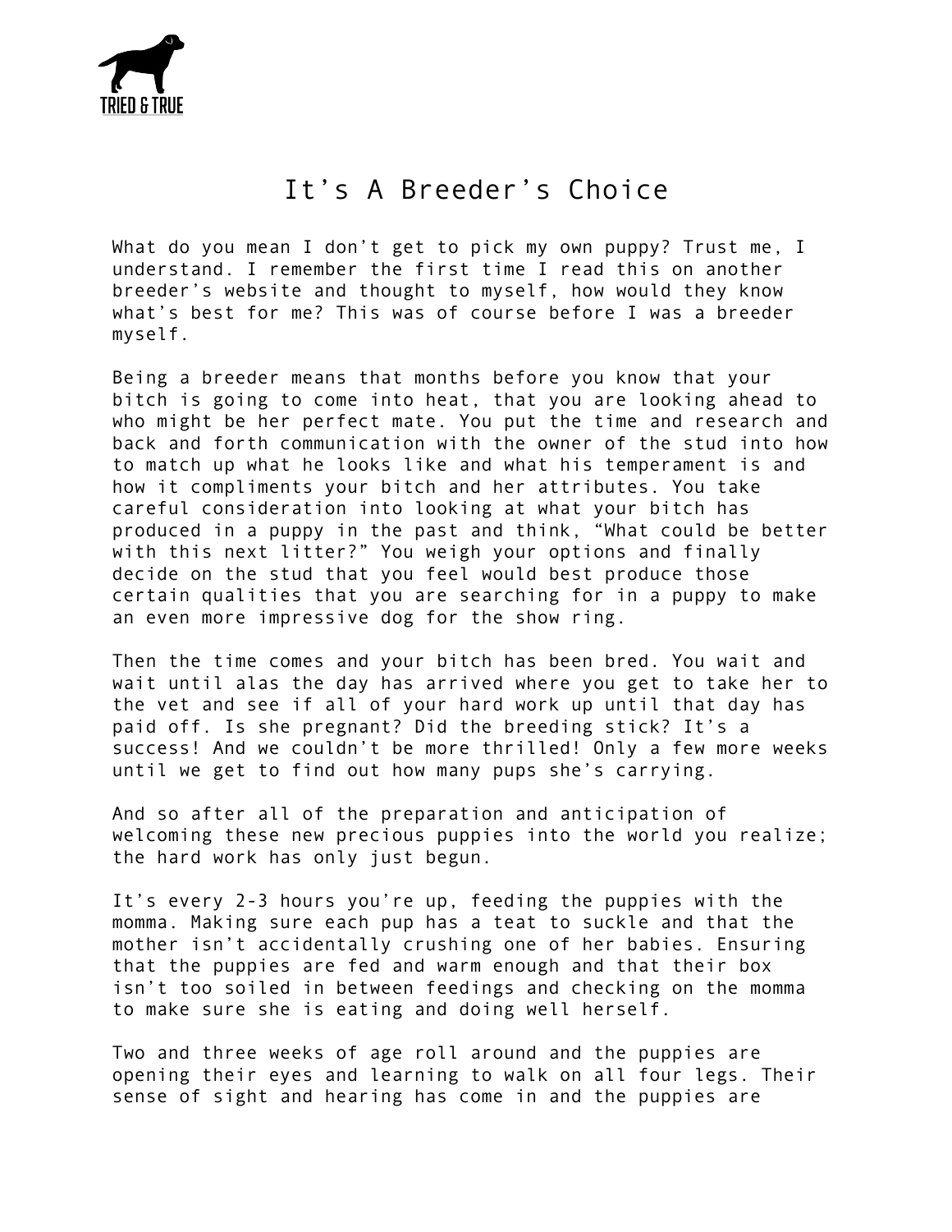TRIED & TRUE

# It's A Breeder's Choice

What do you mean I don't get to pick my own puppy? Trust me, I understand. I remember the first time I read this on another breeder's website and thought to myself, how would they know what's best for me? This was of course before I was a breeder myself.

Being a breeder means that months before you know that your bitch is going to come into heat, that you are looking ahead to who might be her perfect mate. You put the time and research and back and forth communication with the owner of the stud into how to match up what he looks like and what his temperament is and how it compliments your bitch and her attributes. You take careful consideration into looking at what your bitch has produced in a puppy in the past and think, "What could be better with this next litter?" You weigh your options and finally decide on the stud that you feel would best produce those certain qualities that you are searching for in a puppy to make an even more impressive dog for the show ring.

Then the time comes and your bitch has been bred. You wait and wait until alas the day has arrived where you get to take her to the vet and see if all of your hard work up until that day has paid off. Is she pregnant? Did the breeding stick? It's a success! And we couldn't be more thrilled! Only a few more weeks until we get to find out how many pups she's carrying.

And so after all of the preparation and anticipation of welcoming these new precious puppies into the world you realize; the hard work has only just begun.

It's every 2-3 hours you're up, feeding the puppies with the momma. Making sure each pup has a teat to suckle and that the mother isn't accidentally crushing one of her babies. Ensuring that the puppies are fed and warm enough and that their box isn't too soiled in between feedings and checking on the momma to make sure she is eating and doing well herself.

Two and three weeks of age roll around and the puppies are opening their eyes and learning to walk on all four legs. Their sense of sight and hearing has come in and the puppies are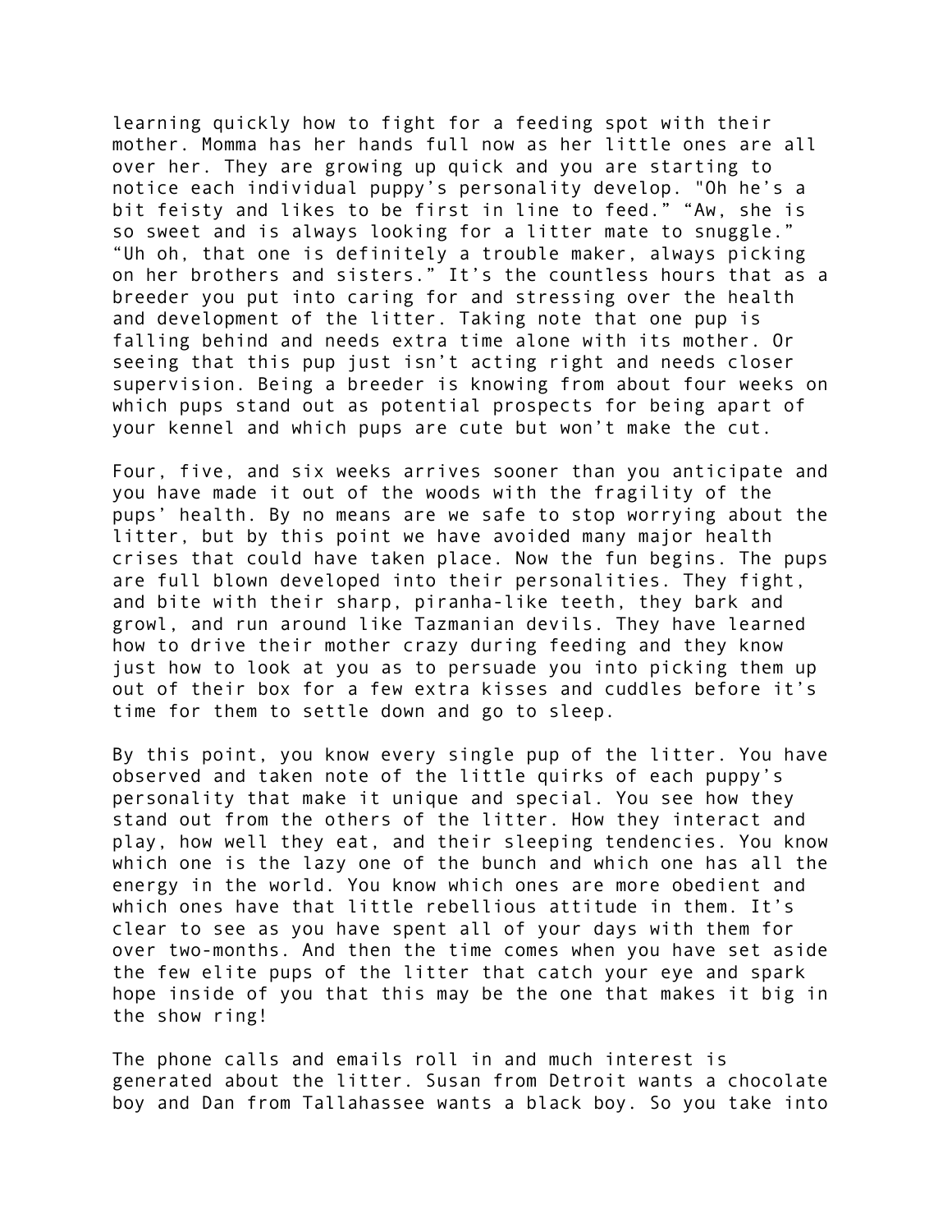learning quickly how to fight for a feeding spot with their mother. Momma has her hands full now as her little ones are all over her. They are growing up quick and you are starting to notice each individual puppy's personality develop. "Oh he's a bit feisty and likes to be first in line to feed." "Aw, she is so sweet and is always looking for a litter mate to snuggle." "Uh oh, that one is definitely a trouble maker, always picking on her brothers and sisters." It's the countless hours that as a breeder you put into caring for and stressing over the health and development of the litter. Taking note that one pup is falling behind and needs extra time alone with its mother. Or seeing that this pup just isn't acting right and needs closer supervision. Being a breeder is knowing from about four weeks on which pups stand out as potential prospects for being apart of your kennel and which pups are cute but won't make the cut.

Four, five, and six weeks arrives sooner than you anticipate and you have made it out of the woods with the fragility of the pups' health. By no means are we safe to stop worrying about the litter, but by this point we have avoided many major health crises that could have taken place. Now the fun begins. The pups are full blown developed into their personalities. They fight, and bite with their sharp, piranha-like teeth, they bark and growl, and run around like Tazmanian devils. They have learned how to drive their mother crazy during feeding and they know just how to look at you as to persuade you into picking them up out of their box for a few extra kisses and cuddles before it's time for them to settle down and go to sleep.

By this point, you know every single pup of the litter. You have observed and taken note of the little quirks of each puppy's personality that make it unique and special. You see how they stand out from the others of the litter. How they interact and play, how well they eat, and their sleeping tendencies. You know which one is the lazy one of the bunch and which one has all the energy in the world. You know which ones are more obedient and which ones have that little rebellious attitude in them. It's clear to see as you have spent all of your days with them for over two-months. And then the time comes when you have set aside the few elite pups of the litter that catch your eye and spark hope inside of you that this may be the one that makes it big in the show ring!

The phone calls and emails roll in and much interest is generated about the litter. Susan from Detroit wants a chocolate boy and Dan from Tallahassee wants a black boy. So you take into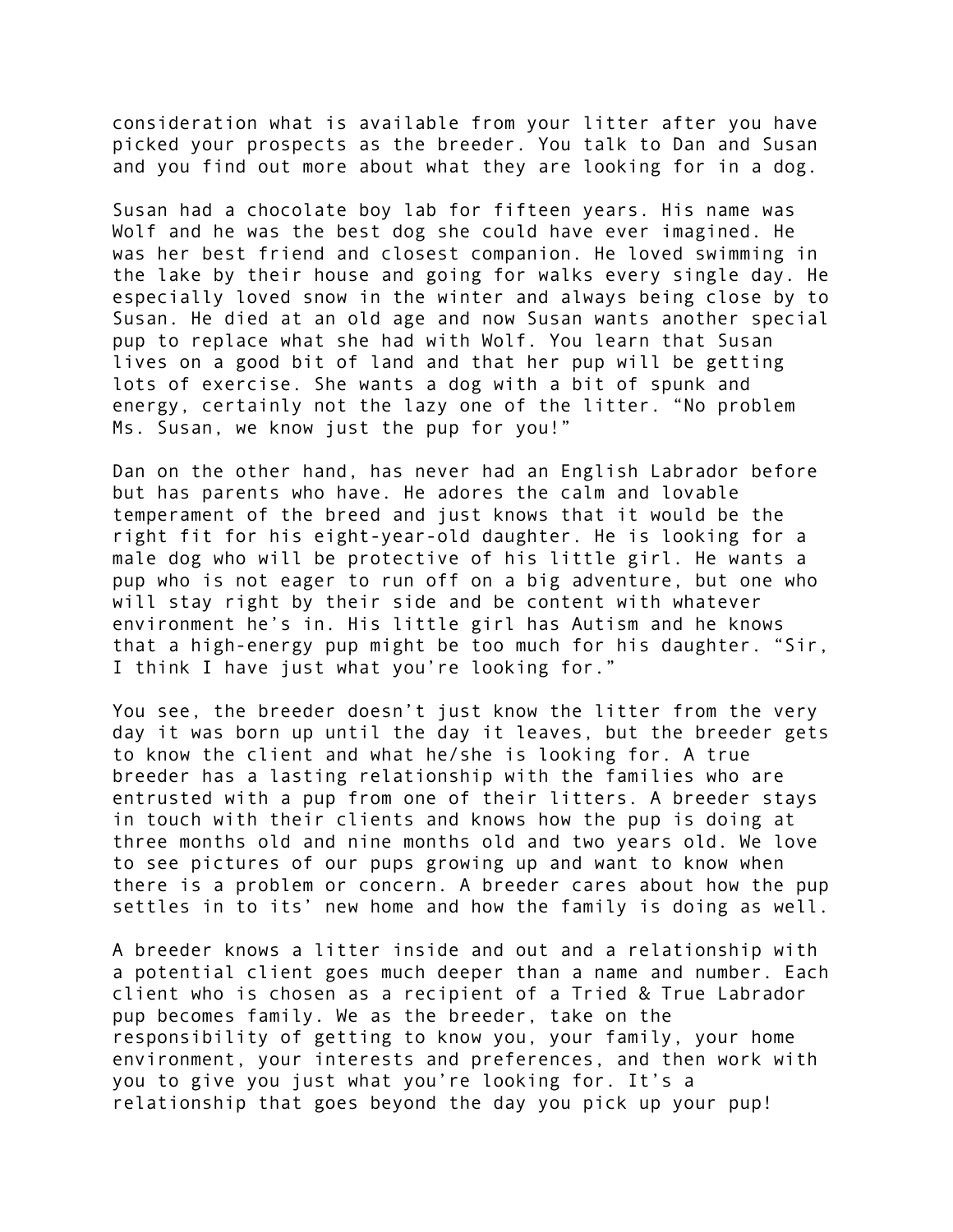consideration what is available from your litter after you have picked your prospects as the breeder. You talk to Dan and Susan and you find out more about what they are looking for in a dog.

Susan had a chocolate boy lab for fifteen years. His name was Wolf and he was the best dog she could have ever imagined. He was her best friend and closest companion. He loved swimming in the lake by their house and going for walks every single day. He especially loved snow in the winter and always being close by to Susan. He died at an old age and now Susan wants another special pup to replace what she had with Wolf. You learn that Susan lives on a good bit of land and that her pup will be getting lots of exercise. She wants a dog with a bit of spunk and energy, certainly not the lazy one of the litter. "No problem Ms. Susan, we know just the pup for you!"

Dan on the other hand, has never had an English Labrador before but has parents who have. He adores the calm and lovable temperament of the breed and just knows that it would be the right fit for his eight-year-old daughter. He is looking for a male dog who will be protective of his little girl. He wants a pup who is not eager to run off on a big adventure, but one who will stay right by their side and be content with whatever environment he's in. His little girl has Autism and he knows that a high-energy pup might be too much for his daughter. "Sir, I think I have just what you're looking for."

You see, the breeder doesn't just know the litter from the very day it was born up until the day it leaves, but the breeder gets to know the client and what he/she is looking for. A true breeder has a lasting relationship with the families who are entrusted with a pup from one of their litters. A breeder stays in touch with their clients and knows how the pup is doing at three months old and nine months old and two years old. We love to see pictures of our pups growing up and want to know when there is a problem or concern. A breeder cares about how the pup settles in to its' new home and how the family is doing as well.

A breeder knows a litter inside and out and a relationship with a potential client goes much deeper than a name and number. Each client who is chosen as a recipient of a Tried & True Labrador pup becomes family. We as the breeder, take on the responsibility of getting to know you, your family, your home environment, your interests and preferences, and then work with you to give you just what you're looking for. It's a relationship that goes beyond the day you pick up your pup!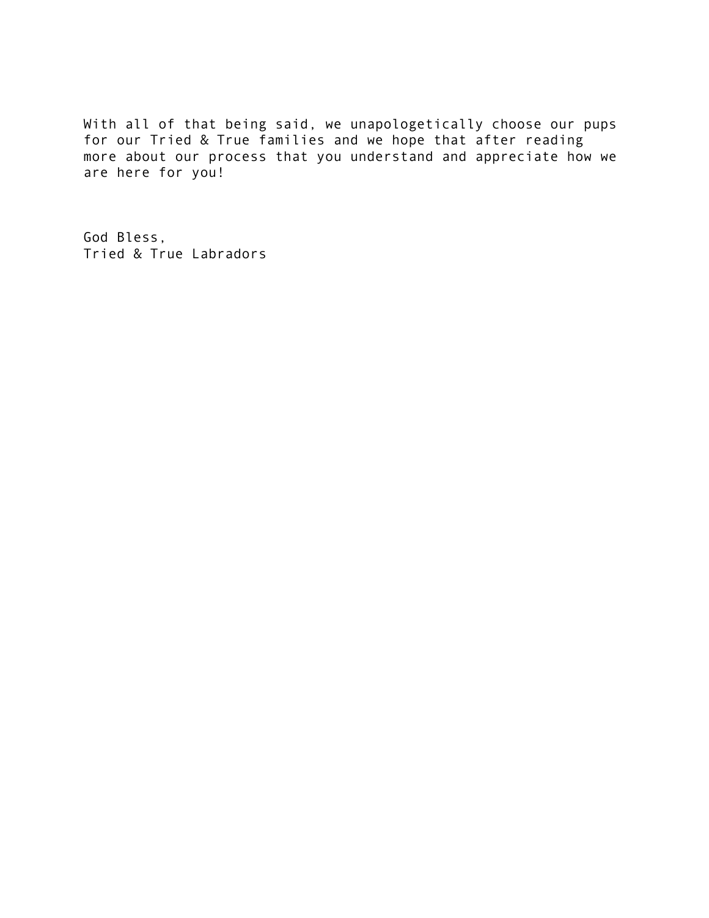With all of that being said, we unapologetically choose our pups for our Tried & True families and we hope that after reading more about our process that you understand and appreciate how we are here for you!

God Bless,
Tried & True Labradors